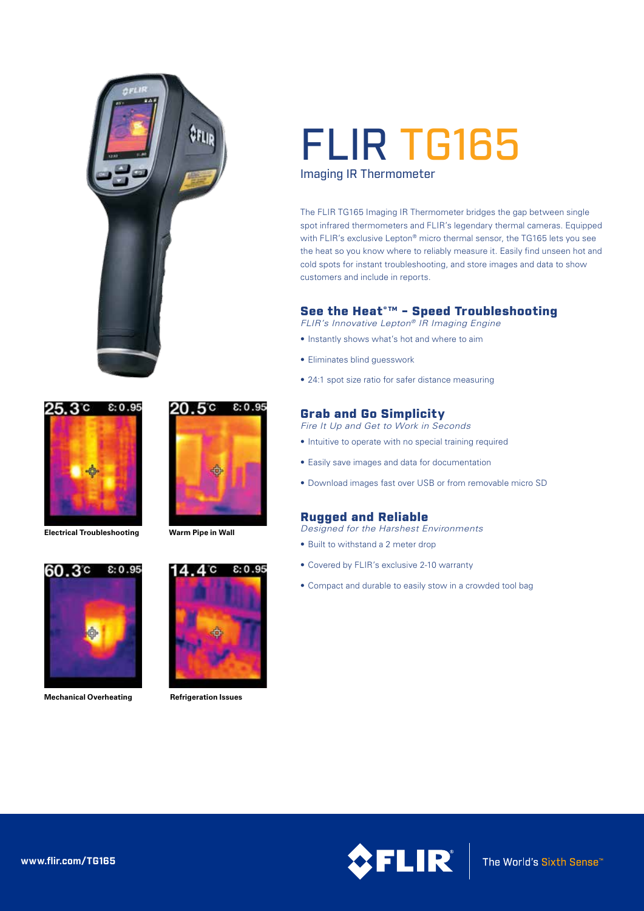# FLIR TG165

Imaging IR Thermometer

The FLIR TG165 Imaging IR Thermometer bridges the gap between single spot infrared thermometers and FLIR's legendary thermal cameras. Equipped with FLIR's exclusive Lepton® micro thermal sensor, the TG165 lets you see the heat so you know where to reliably measure it. Easily find unseen hot and cold spots for instant troubleshooting, and store images and data to show customers and include in reports.

## See the Heat°™ – Speed Troubleshooting

*FLIR's Innovative Lepton® IR Imaging Engine*

- Instantly shows what's hot and where to aim
- Eliminates blind guesswork
- 24:1 spot size ratio for safer distance measuring

## Grab and Go Simplicity

*Fire It Up and Get to Work in Seconds*

- Intuitive to operate with no special training required
- Easily save images and data for documentation
- Download images fast over USB or from removable micro SD

## Rugged and Reliable

*Designed for the Harshest Environments*

- Built to withstand a 2 meter drop
- Covered by FLIR's exclusive 2-10 warranty
- Compact and durable to easily stow in a crowded tool bag

**Electrical Troubleshooting**

**Warm Pipe in Wall**

**Mechanical Overheating**

**Refrigeration Issues**

**www.flir.com/TG165**

FLIR® The World's Sixth Sense™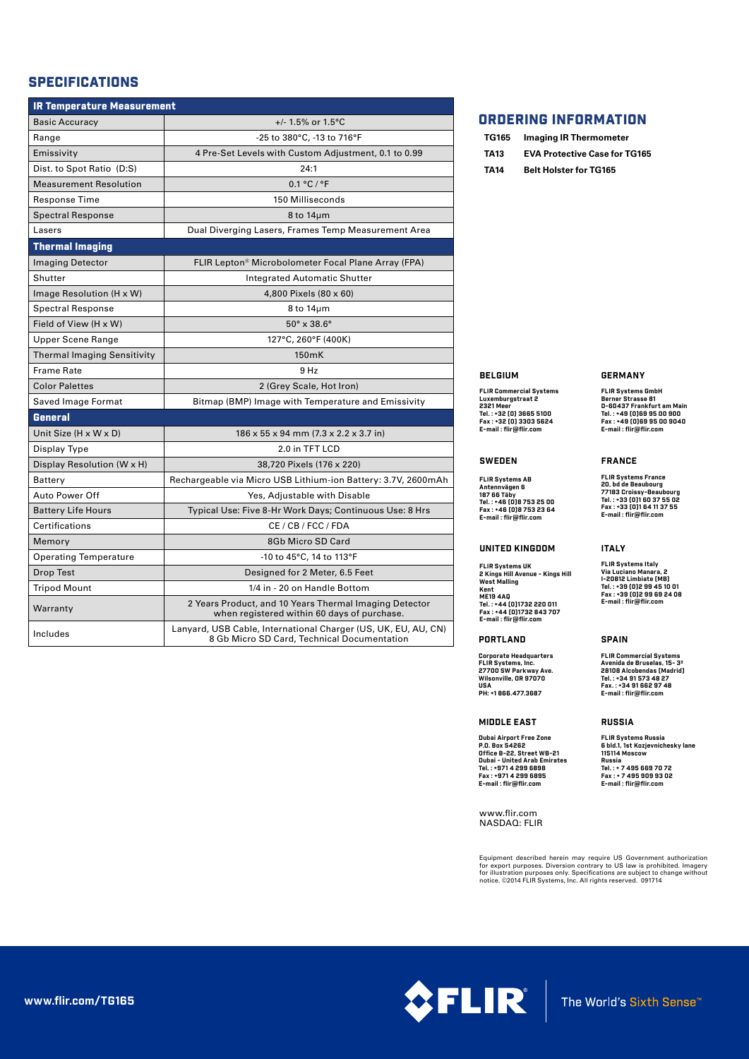## SPECIFICATIONS

| IR Temperature Measurement | |
|---|---|
| Basic Accuracy | +/- 1.5% or 1.5°C |
| Range | -25 to 380°C, -13 to 716°F |
| Emissivity | 4 Pre-Set Levels with Custom Adjustment, 0.1 to 0.99 |
| Dist. to Spot Ratio (D:S) | 24:1 |
| Measurement Resolution | 0.1 °C / °F |
| Response Time | 150 Milliseconds |
| Spectral Response | 8 to 14μm |
| Lasers | Dual Diverging Lasers, Frames Temp Measurement Area |
| **Thermal Imaging** | |
| Imaging Detector | FLIR Lepton® Microbolometer Focal Plane Array (FPA) |
| Shutter | Integrated Automatic Shutter |
| Image Resolution (H x W) | 4,800 Pixels (80 x 60) |
| Spectral Response | 8 to 14μm |
| Field of View (H x W) | 50° x 38.6° |
| Upper Scene Range | 127°C, 260°F (400K) |
| Thermal Imaging Sensitivity | 150mK |
| Frame Rate | 9 Hz |
| Color Palettes | 2 (Grey Scale, Hot Iron) |
| Saved Image Format | Bitmap (BMP) Image with Temperature and Emissivity |
| **General** | |
| Unit Size (H x W x D) | 186 x 55 x 94 mm (7.3 x 2.2 x 3.7 in) |
| Display Type | 2.0 in TFT LCD |
| Display Resolution (W x H) | 38,720 Pixels (176 x 220) |
| Battery | Rechargeable via Micro USB Lithium-ion Battery: 3.7V, 2600mAh |
| Auto Power Off | Yes, Adjustable with Disable |
| Battery Life Hours | Typical Use: Five 8-Hr Work Days; Continuous Use: 8 Hrs |
| Certifications | CE / CB / FCC / FDA |
| Memory | 8Gb Micro SD Card |
| Operating Temperature | -10 to 45°C, 14 to 113°F |
| Drop Test | Designed for 2 Meter, 6.5 Feet |
| Tripod Mount | 1/4 in - 20 on Handle Bottom |
| Warranty | 2 Years Product, and 10 Years Thermal Imaging Detector when registered within 60 days of purchase. |
| Includes | Lanyard, USB Cable, International Charger (US, UK, EU, AU, CN) 8 Gb Micro SD Card, Technical Documentation |

## ORDERING INFORMATION

| | |
|---|---|
| **TG165** | **Imaging IR Thermometer** |
| **TA13** | **EVA Protective Case for TG165** |
| **TA14** | **Belt Holster for TG165** |

### BELGIUM

FLIR Commercial Systems
Luxemburgstraat 2
2321 Meer
Tel. : +32 (0) 3665 5100
Fax : +32 (0) 3303 5624
E-mail : flir@flir.com

### GERMANY

FLIR Systems GmbH
Berner Strasse 81
D-60437 Frankfurt am Main
Tel. : +49 (0)69 95 00 900
Fax : +49 (0)69 95 00 9040
E-mail : flir@flir.com

### SWEDEN

FLIR Systems AB
Antennvägen 6
187 66 Täby
Tel. : +46 (0)8 753 25 00
Fax : +46 (0)8 753 23 64
E-mail : flir@flir.com

### FRANCE

FLIR Systems France
20, bd de Beaubourg
77183 Croissy-Beaubourg
Tel. : +33 (0)1 60 37 55 02
Fax : +33 (0)1 64 11 37 55
E-mail : flir@flir.com

### UNITED KINGDOM

FLIR Systems UK
2 Kings Hill Avenue - Kings Hill
West Malling
Kent
ME19 4AQ
Tel. : +44 (0)1732 220 011
Fax : +44 (0)1732 843 707
E-mail : flir@flir.com

### ITALY

FLIR Systems Italy
Via Luciano Manara, 2
I-20812 Limbiate (MB)
Tel. : +39 (0)2 99 45 10 01
Fax : +39 (0)2 99 69 24 08
E-mail : flir@flir.com

### PORTLAND

Corporate Headquarters
FLIR Systems, Inc.
27700 SW Parkway Ave.
Wilsonville, OR 97070
USA
PH: +1 866.477.3687

### SPAIN

FLIR Commercial Systems
Avenida de Bruselas, 15- 3°
28108 Alcobendas (Madrid)
Tel. : +34 91 573 48 27
Fax. : +34 91 662 97 48
E-mail : flir@flir.com

### MIDDLE EAST

Dubai Airport Free Zone
P.O. Box 54262
Office B-22, Street WB-21
Dubai - United Arab Emirates
Tel. : +971 4 299 6898
Fax : +971 4 299 6895
E-mail : flir@flir.com

### RUSSIA

FLIR Systems Russia
6 bld.1, 1st Kozjevnichesky lane
115114 Moscow
Russia
Tel. : + 7 495 669 70 72
Fax : + 7 495 909 93 02
E-mail : flir@flir.com

www.flir.com
NASDAQ: FLIR

Equipment described herein may require US Government authorization for export purposes. Diversion contrary to US law is prohibited. Imagery for illustration purposes only. Specifications are subject to change without notice. ©2014 FLIR Systems, Inc. All rights reserved. 091714

www.flir.com/TG165

FLIR® The World's Sixth Sense™